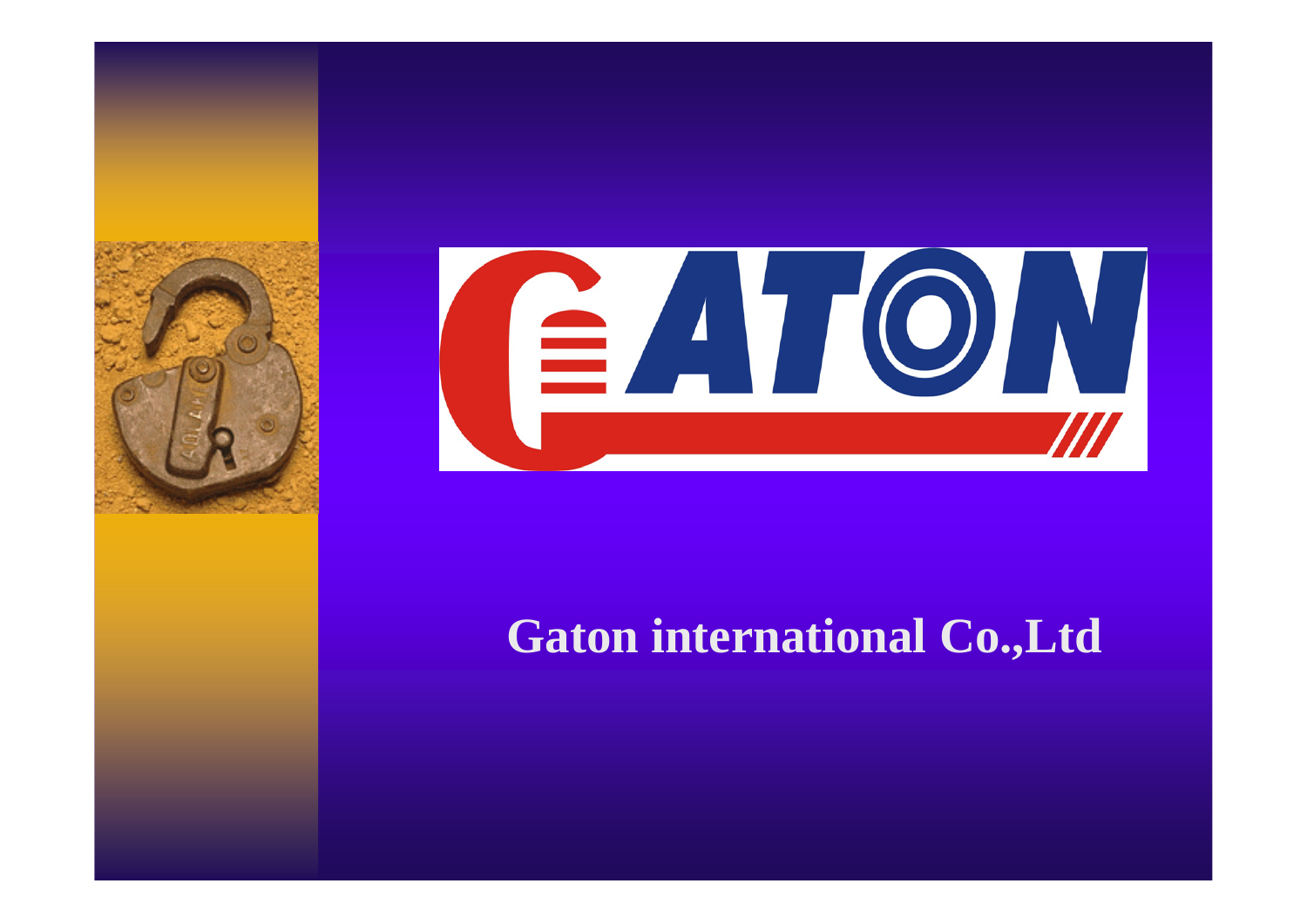# GATON

## Gaton international Co.,Ltd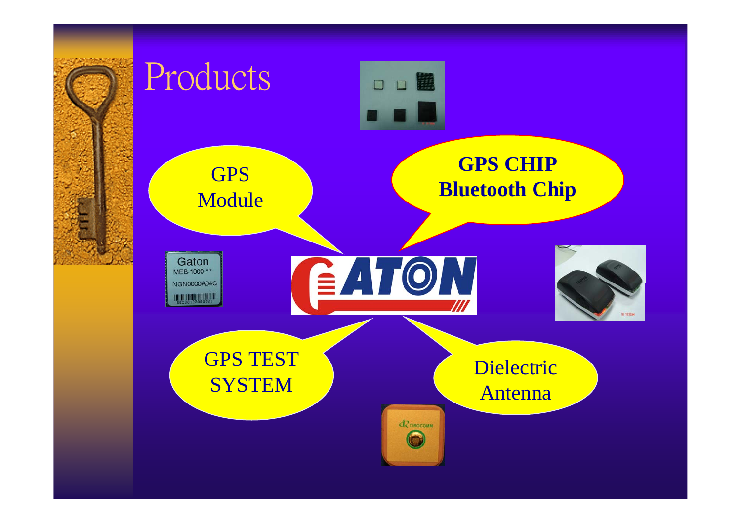# Products

GPS Module

**GPS CHIP**
**Bluetooth Chip**

GATON

GPS TEST SYSTEM

Dielectric Antenna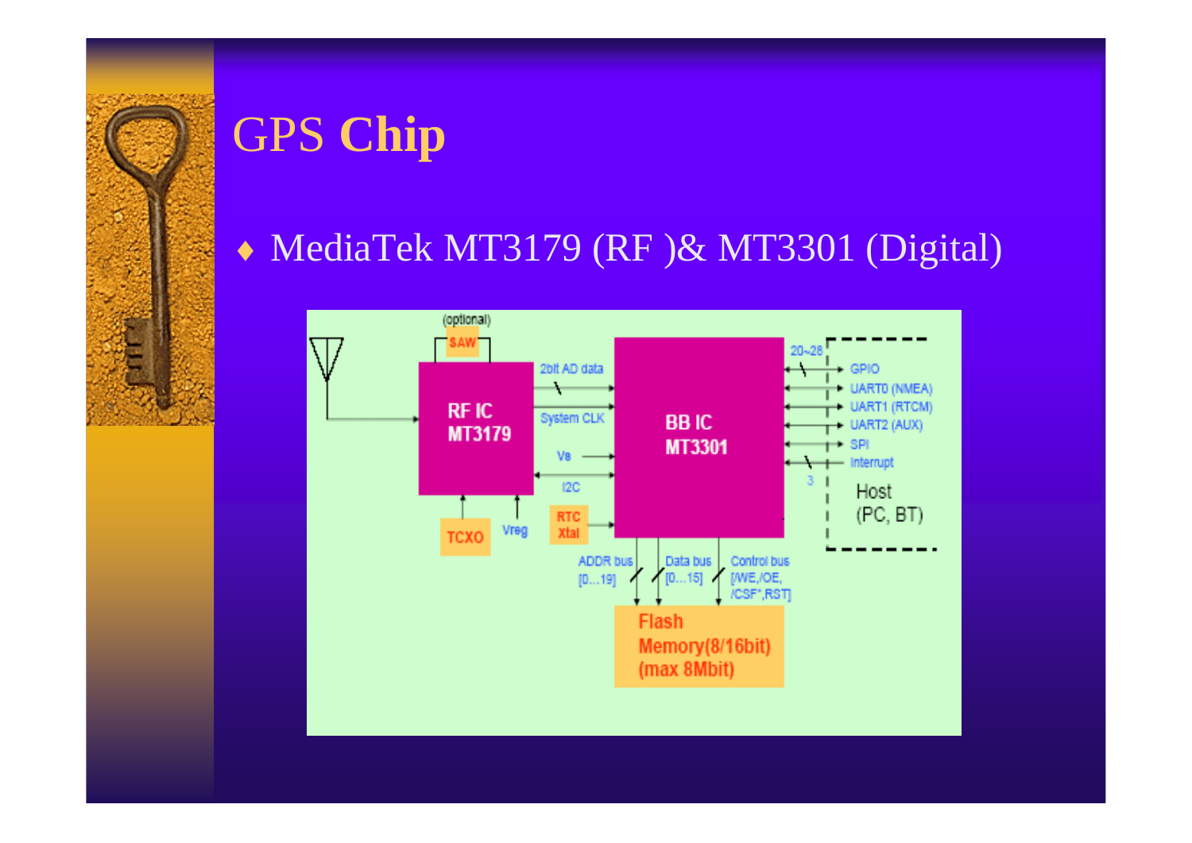# GPS **Chip**

- MediaTek MT3179 (RF )& MT3301 (Digital)

(optional)
SAW

RF IC
MT3179

2bit AD data

System CLK

Vs

I2C

BB IC
MT3301

TCXO

Vreg

RTC
Xtal

20~28

GPIO

UART0 (NMEA)

UART1 (RTCM)

UART2 (AUX)

SPI

Interrupt

3

Host
(PC, BT)

ADDR bus
[0…19]

Data bus
[0…15]

Control bus
[/WE,/OE,
/CSF*,RST]

Flash
Memory(8/16bit)
(max 8Mbit)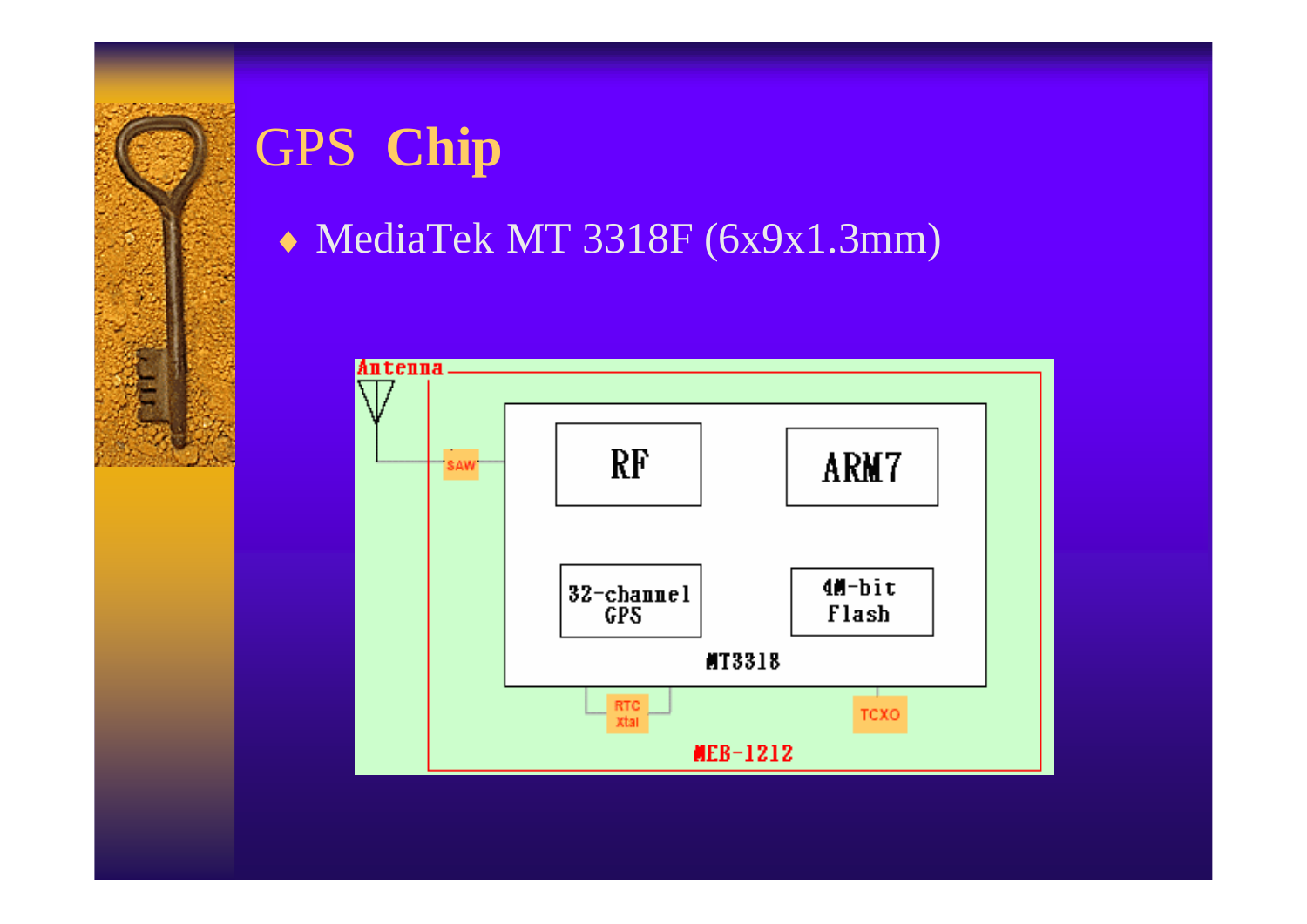# GPS **Chip**

- MediaTek MT 3318F (6x9x1.3mm)

Antenna

SAW

RF

ARM7

32-channel GPS

4M-bit Flash

MT3318

RTC Xtal

TCXO

MEB-1212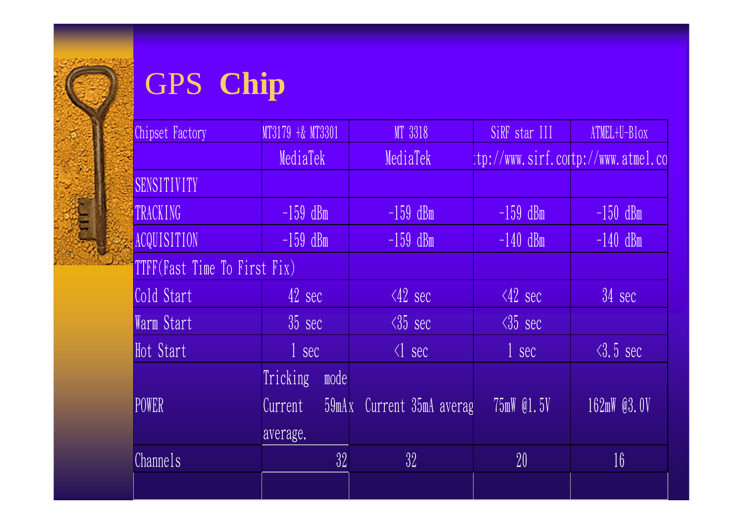# GPS **Chip**

| Chipset Factory | MT3179 +& MT3301 | MT 3318 | SiRF star III | ATMEL+U-Blox |
|---|---|---|---|---|
| | MediaTek | MediaTek | :tp://www.sirf.cor | tp://www.atmel.co |
| SENSITIVITY | | | | |
| TRACKING | -159 dBm | -159 dBm | -159 dBm | -150 dBm |
| ACQUISITION | -159 dBm | -159 dBm | -140 dBm | -140 dBm |
| TTFF(Fast Time To First Fix) | | | | |
| Cold Start | 42 sec | <42 sec | <42 sec | 34 sec |
| Warm Start | 35 sec | <35 sec | <35 sec | |
| Hot Start | 1 sec | <1 sec | 1 sec | <3.5 sec |
| POWER | Tricking mode Current 59mAx average. | Current 35mA averag | 75mW @1.5V | 162mW @3.0V |
| Channels | 32 | 32 | 20 | 16 |
| | | | | |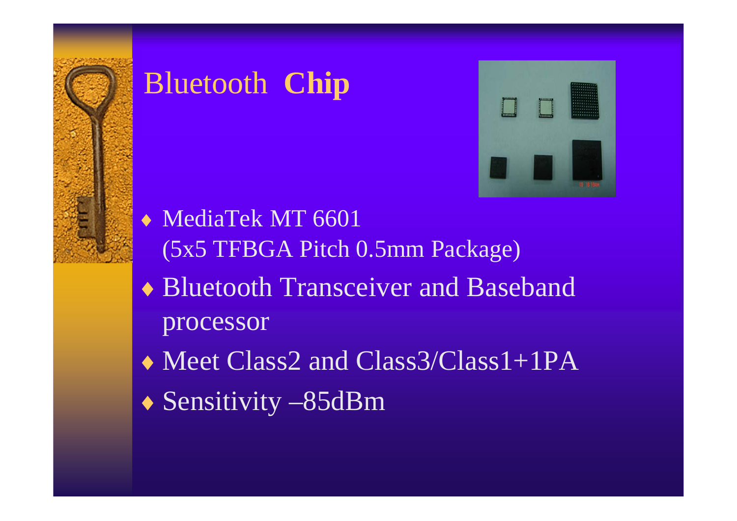# Bluetooth **Chip**

- MediaTek MT 6601
  (5x5 TFBGA Pitch 0.5mm Package)
- Bluetooth Transceiver and Baseband processor
- Meet Class2 and Class3/Class1+1PA
- Sensitivity –85dBm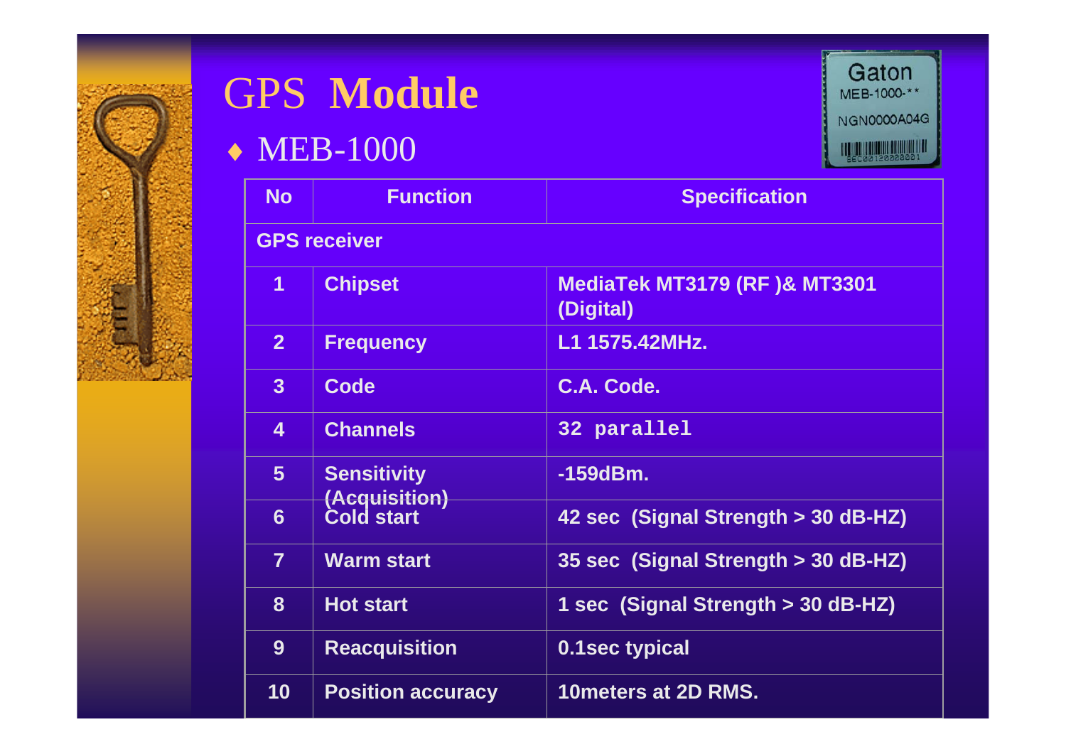# GPS Module

- MEB-1000

| No | Function | Specification |
|---|---|---|
| GPS receiver | | |
| 1 | Chipset | MediaTek MT3179 (RF )& MT3301 (Digital) |
| 2 | Frequency | L1 1575.42MHz. |
| 3 | Code | C.A. Code. |
| 4 | Channels | 32 parallel |
| 5 | Sensitivity (Acquisition) | -159dBm. |
| 6 | Cold start | 42 sec (Signal Strength > 30 dB-HZ) |
| 7 | Warm start | 35 sec (Signal Strength > 30 dB-HZ) |
| 8 | Hot start | 1 sec (Signal Strength > 30 dB-HZ) |
| 9 | Reacquisition | 0.1sec typical |
| 10 | Position accuracy | 10meters at 2D RMS. |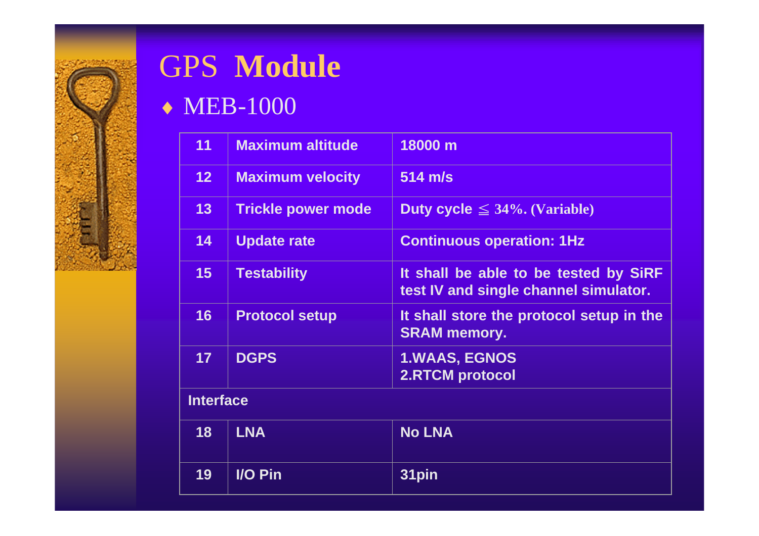# GPS Module

- MEB-1000

| | | |
|---|---|---|
| 11 | Maximum altitude | 18000 m |
| 12 | Maximum velocity | 514 m/s |
| 13 | Trickle power mode | Duty cycle ≦ 34%. (Variable) |
| 14 | Update rate | Continuous operation: 1Hz |
| 15 | Testability | It shall be able to be tested by SiRF test IV and single channel simulator. |
| 16 | Protocol setup | It shall store the protocol setup in the SRAM memory. |
| 17 | DGPS | 1.WAAS, EGNOS<br>2.RTCM protocol |
| Interface | | |
| 18 | LNA | No LNA |
| 19 | I/O Pin | 31pin |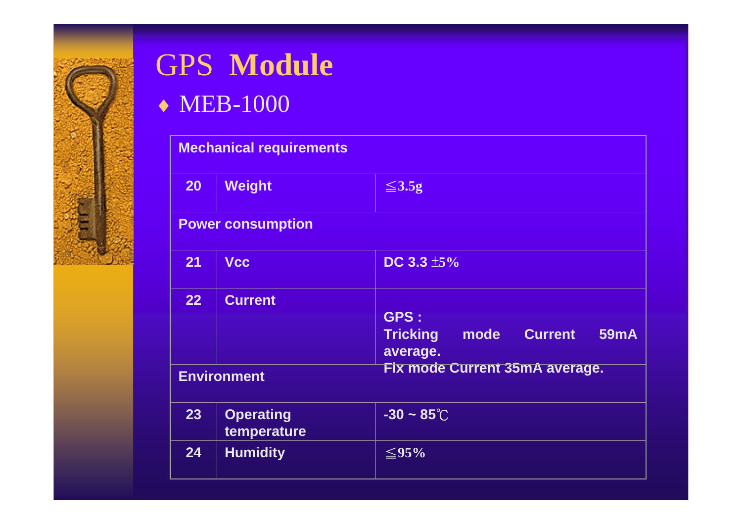# GPS **Module**

- MEB-1000

| Mechanical requirements | | |
|---|---|---|
| 20 | Weight | ≦3.5g |
| **Power consumption** | | |
| 21 | Vcc | DC 3.3 ±5% |
| 22 | Current | GPS :<br>Tricking mode Current 59mA average.<br>Fix mode Current 35mA average. |
| **Environment** | | |
| 23 | Operating temperature | -30 ~ 85℃ |
| 24 | Humidity | ≦95% |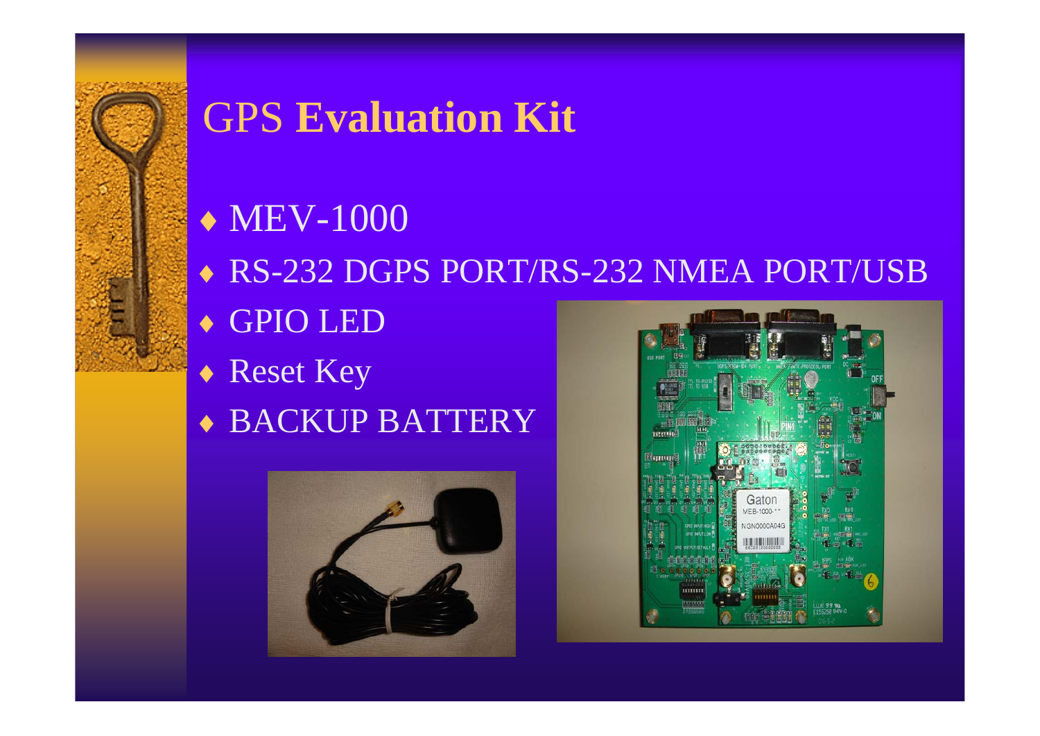# GPS **Evaluation Kit**

- MEV-1000
- RS-232 DGPS PORT/RS-232 NMEA PORT/USB
- GPIO LED
- Reset Key
- BACKUP BATTERY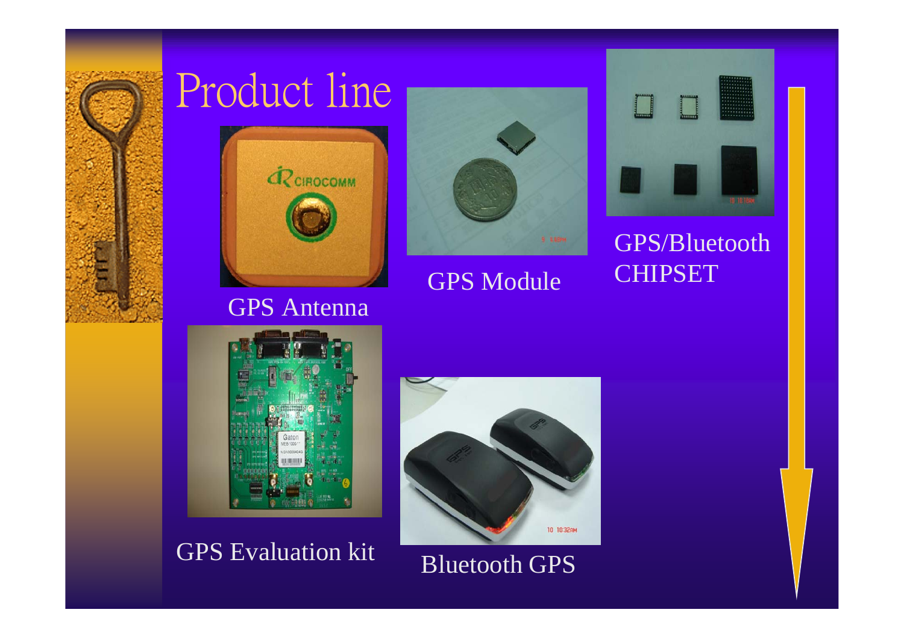# Product line

GPS Antenna

GPS Module

GPS/Bluetooth CHIPSET

GPS Evaluation kit

Bluetooth GPS